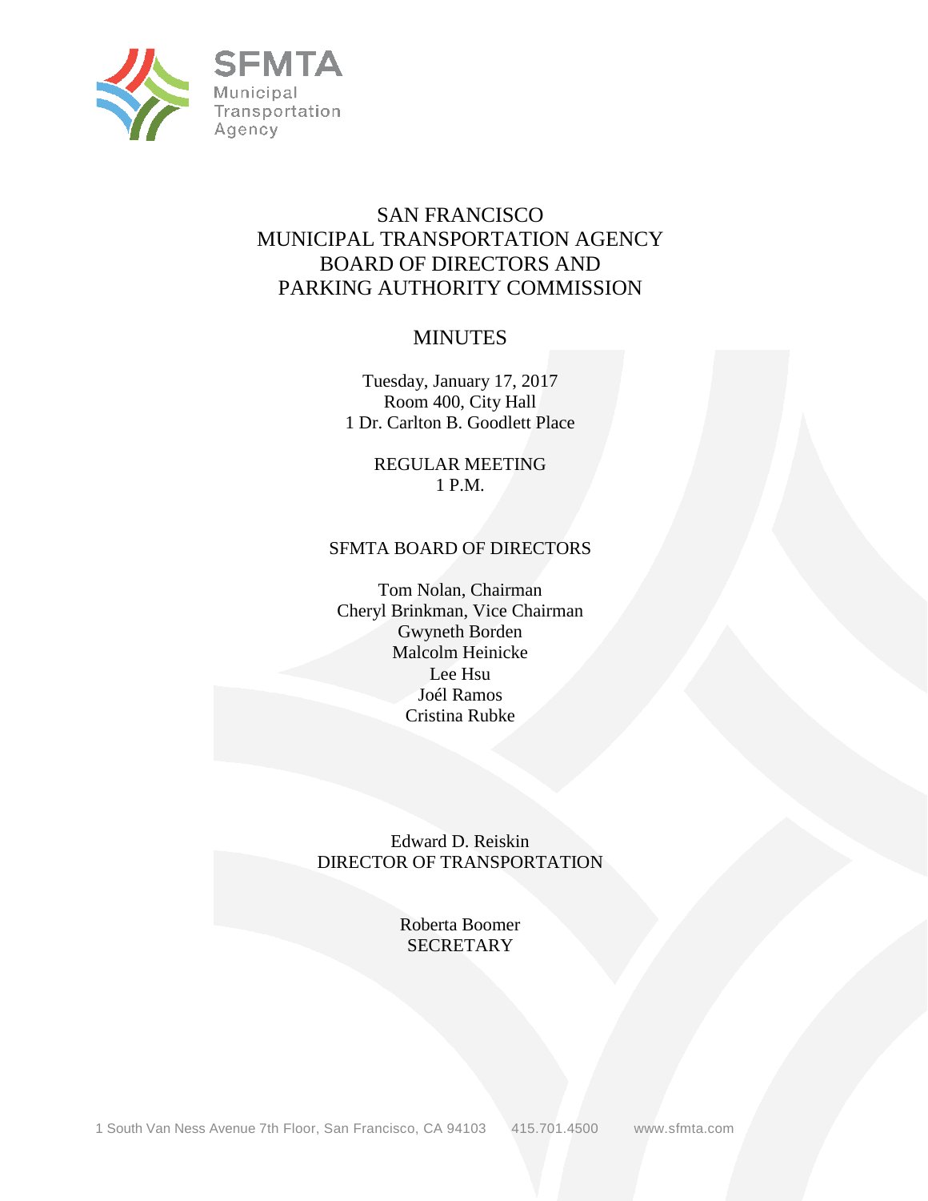SFMTA
Municipal
Transportation
Agency

# SAN FRANCISCO MUNICIPAL TRANSPORTATION AGENCY BOARD OF DIRECTORS AND PARKING AUTHORITY COMMISSION

## MINUTES

Tuesday, January 17, 2017
Room 400, City Hall
1 Dr. Carlton B. Goodlett Place

REGULAR MEETING
1 P.M.

SFMTA BOARD OF DIRECTORS

Tom Nolan, Chairman
Cheryl Brinkman, Vice Chairman
Gwyneth Borden
Malcolm Heinicke
Lee Hsu
Joél Ramos
Cristina Rubke

Edward D. Reiskin
DIRECTOR OF TRANSPORTATION

Roberta Boomer
SECRETARY

1 South Van Ness Avenue 7th Floor, San Francisco, CA 94103 415.701.4500 www.sfmta.com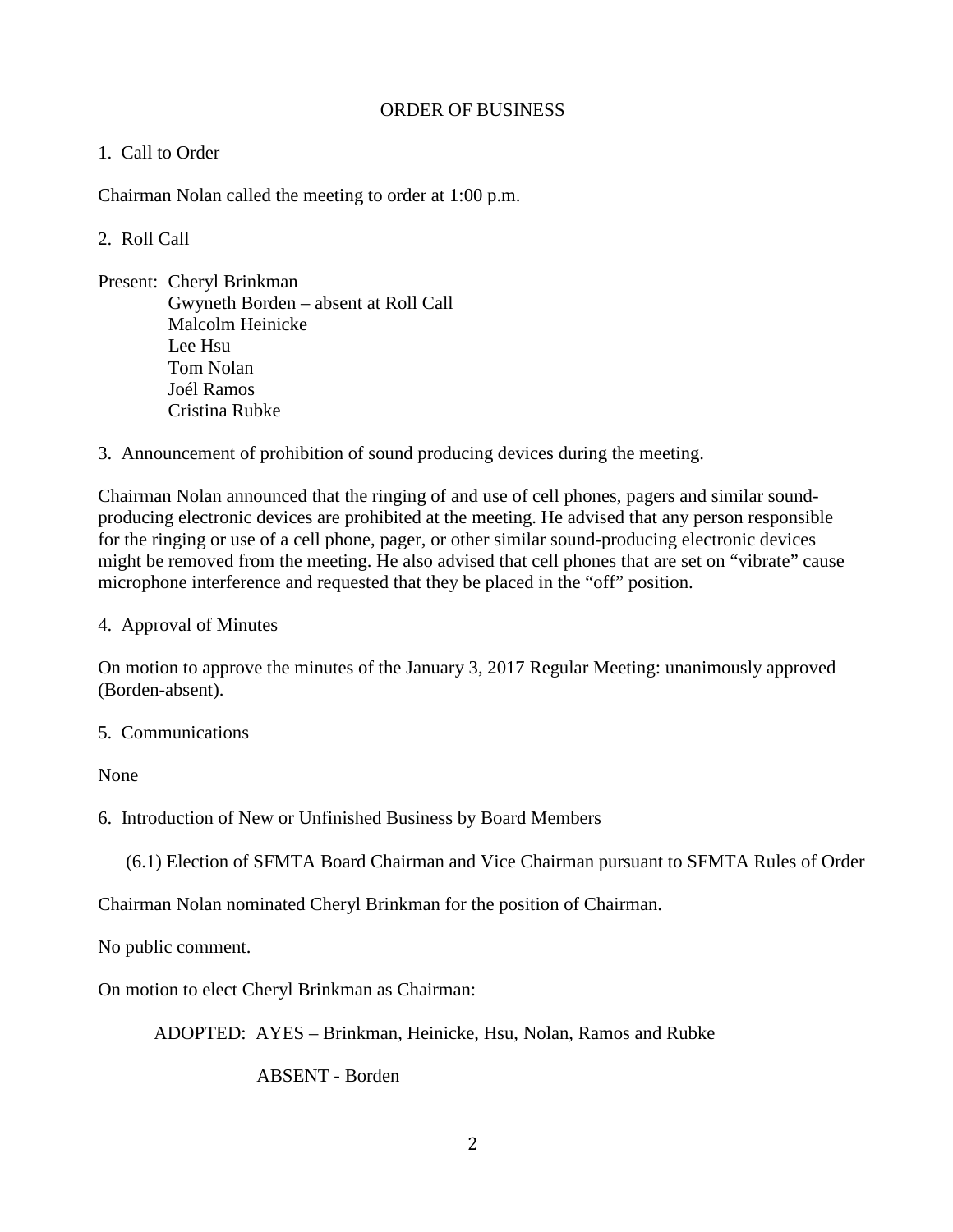ORDER OF BUSINESS

1. Call to Order

Chairman Nolan called the meeting to order at 1:00 p.m.

2. Roll Call

Present: Cheryl Brinkman
Gwyneth Borden – absent at Roll Call
Malcolm Heinicke
Lee Hsu
Tom Nolan
Joél Ramos
Cristina Rubke

3. Announcement of prohibition of sound producing devices during the meeting.

Chairman Nolan announced that the ringing of and use of cell phones, pagers and similar sound-producing electronic devices are prohibited at the meeting. He advised that any person responsible for the ringing or use of a cell phone, pager, or other similar sound-producing electronic devices might be removed from the meeting. He also advised that cell phones that are set on "vibrate" cause microphone interference and requested that they be placed in the "off" position.

4. Approval of Minutes

On motion to approve the minutes of the January 3, 2017 Regular Meeting: unanimously approved (Borden-absent).

5. Communications

None

6. Introduction of New or Unfinished Business by Board Members

(6.1) Election of SFMTA Board Chairman and Vice Chairman pursuant to SFMTA Rules of Order

Chairman Nolan nominated Cheryl Brinkman for the position of Chairman.

No public comment.

On motion to elect Cheryl Brinkman as Chairman:

ADOPTED: AYES – Brinkman, Heinicke, Hsu, Nolan, Ramos and Rubke

ABSENT - Borden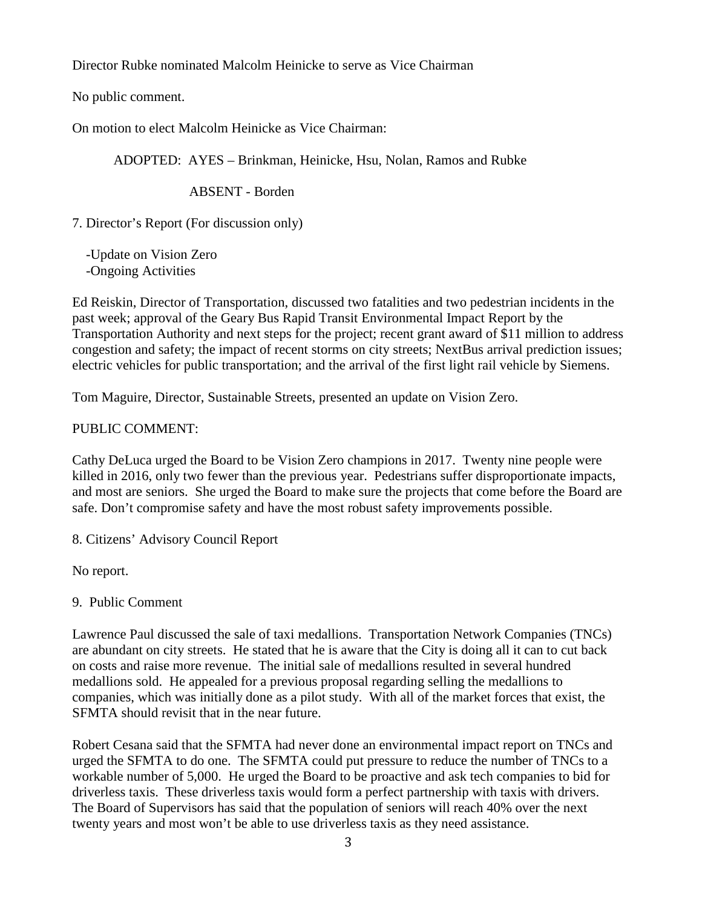Director Rubke nominated Malcolm Heinicke to serve as Vice Chairman

No public comment.

On motion to elect Malcolm Heinicke as Vice Chairman:

ADOPTED: AYES – Brinkman, Heinicke, Hsu, Nolan, Ramos and Rubke

ABSENT - Borden

7. Director's Report (For discussion only)

-Update on Vision Zero
-Ongoing Activities

Ed Reiskin, Director of Transportation, discussed two fatalities and two pedestrian incidents in the past week; approval of the Geary Bus Rapid Transit Environmental Impact Report by the Transportation Authority and next steps for the project; recent grant award of $11 million to address congestion and safety; the impact of recent storms on city streets; NextBus arrival prediction issues; electric vehicles for public transportation; and the arrival of the first light rail vehicle by Siemens.

Tom Maguire, Director, Sustainable Streets, presented an update on Vision Zero.

PUBLIC COMMENT:

Cathy DeLuca urged the Board to be Vision Zero champions in 2017. Twenty nine people were killed in 2016, only two fewer than the previous year. Pedestrians suffer disproportionate impacts, and most are seniors. She urged the Board to make sure the projects that come before the Board are safe. Don't compromise safety and have the most robust safety improvements possible.

8. Citizens' Advisory Council Report

No report.

9. Public Comment

Lawrence Paul discussed the sale of taxi medallions. Transportation Network Companies (TNCs) are abundant on city streets. He stated that he is aware that the City is doing all it can to cut back on costs and raise more revenue. The initial sale of medallions resulted in several hundred medallions sold. He appealed for a previous proposal regarding selling the medallions to companies, which was initially done as a pilot study. With all of the market forces that exist, the SFMTA should revisit that in the near future.

Robert Cesana said that the SFMTA had never done an environmental impact report on TNCs and urged the SFMTA to do one. The SFMTA could put pressure to reduce the number of TNCs to a workable number of 5,000. He urged the Board to be proactive and ask tech companies to bid for driverless taxis. These driverless taxis would form a perfect partnership with taxis with drivers. The Board of Supervisors has said that the population of seniors will reach 40% over the next twenty years and most won't be able to use driverless taxis as they need assistance.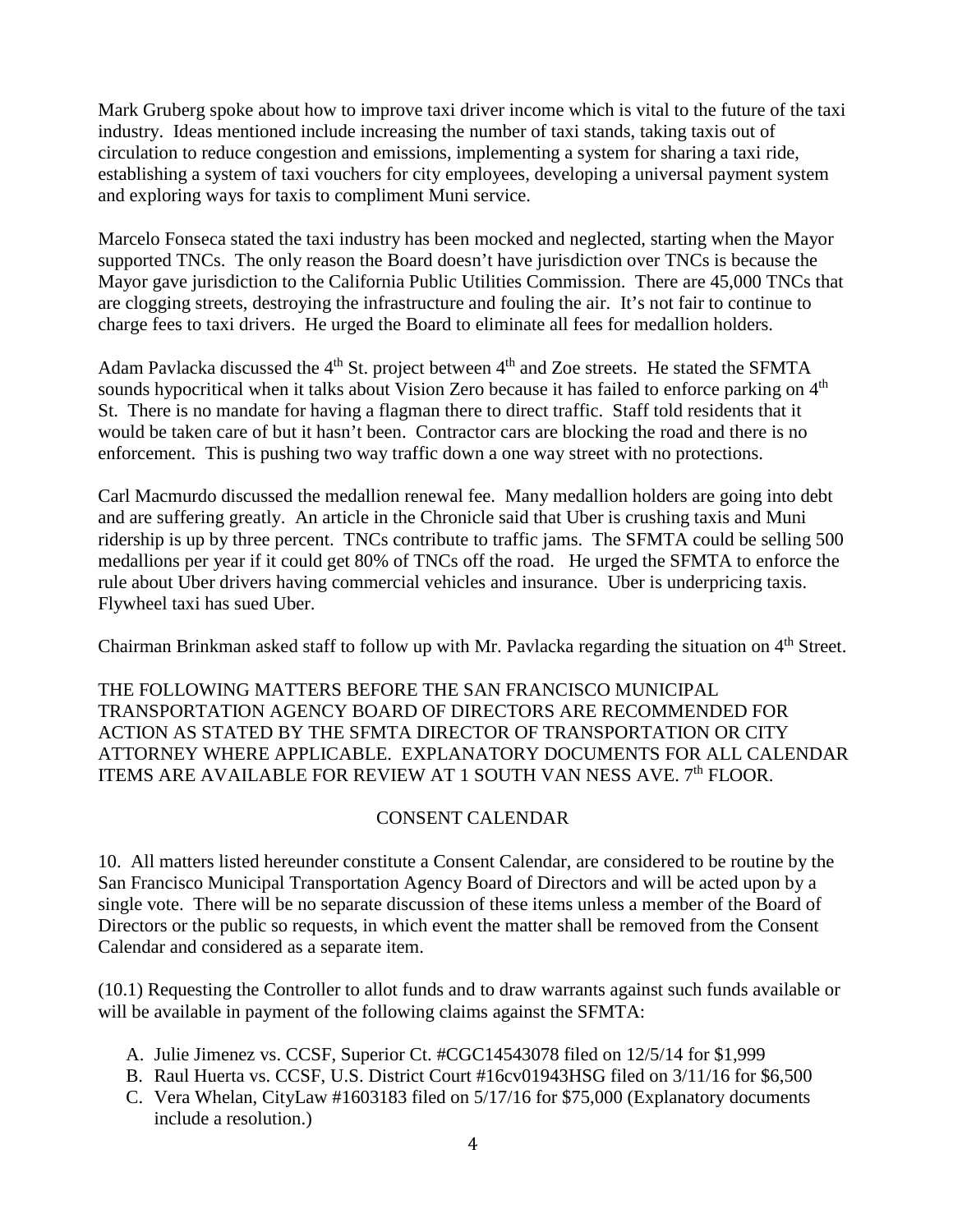Mark Gruberg spoke about how to improve taxi driver income which is vital to the future of the taxi industry. Ideas mentioned include increasing the number of taxi stands, taking taxis out of circulation to reduce congestion and emissions, implementing a system for sharing a taxi ride, establishing a system of taxi vouchers for city employees, developing a universal payment system and exploring ways for taxis to compliment Muni service.

Marcelo Fonseca stated the taxi industry has been mocked and neglected, starting when the Mayor supported TNCs. The only reason the Board doesn't have jurisdiction over TNCs is because the Mayor gave jurisdiction to the California Public Utilities Commission. There are 45,000 TNCs that are clogging streets, destroying the infrastructure and fouling the air. It's not fair to continue to charge fees to taxi drivers. He urged the Board to eliminate all fees for medallion holders.

Adam Pavlacka discussed the 4th St. project between 4th and Zoe streets. He stated the SFMTA sounds hypocritical when it talks about Vision Zero because it has failed to enforce parking on 4th St. There is no mandate for having a flagman there to direct traffic. Staff told residents that it would be taken care of but it hasn't been. Contractor cars are blocking the road and there is no enforcement. This is pushing two way traffic down a one way street with no protections.

Carl Macmurdo discussed the medallion renewal fee. Many medallion holders are going into debt and are suffering greatly. An article in the Chronicle said that Uber is crushing taxis and Muni ridership is up by three percent. TNCs contribute to traffic jams. The SFMTA could be selling 500 medallions per year if it could get 80% of TNCs off the road. He urged the SFMTA to enforce the rule about Uber drivers having commercial vehicles and insurance. Uber is underpricing taxis. Flywheel taxi has sued Uber.

Chairman Brinkman asked staff to follow up with Mr. Pavlacka regarding the situation on 4th Street.

THE FOLLOWING MATTERS BEFORE THE SAN FRANCISCO MUNICIPAL TRANSPORTATION AGENCY BOARD OF DIRECTORS ARE RECOMMENDED FOR ACTION AS STATED BY THE SFMTA DIRECTOR OF TRANSPORTATION OR CITY ATTORNEY WHERE APPLICABLE. EXPLANATORY DOCUMENTS FOR ALL CALENDAR ITEMS ARE AVAILABLE FOR REVIEW AT 1 SOUTH VAN NESS AVE. 7th FLOOR.

## CONSENT CALENDAR

10. All matters listed hereunder constitute a Consent Calendar, are considered to be routine by the San Francisco Municipal Transportation Agency Board of Directors and will be acted upon by a single vote. There will be no separate discussion of these items unless a member of the Board of Directors or the public so requests, in which event the matter shall be removed from the Consent Calendar and considered as a separate item.

(10.1) Requesting the Controller to allot funds and to draw warrants against such funds available or will be available in payment of the following claims against the SFMTA:

A. Julie Jimenez vs. CCSF, Superior Ct. #CGC14543078 filed on 12/5/14 for $1,999
B. Raul Huerta vs. CCSF, U.S. District Court #16cv01943HSG filed on 3/11/16 for $6,500
C. Vera Whelan, CityLaw #1603183 filed on 5/17/16 for $75,000 (Explanatory documents include a resolution.)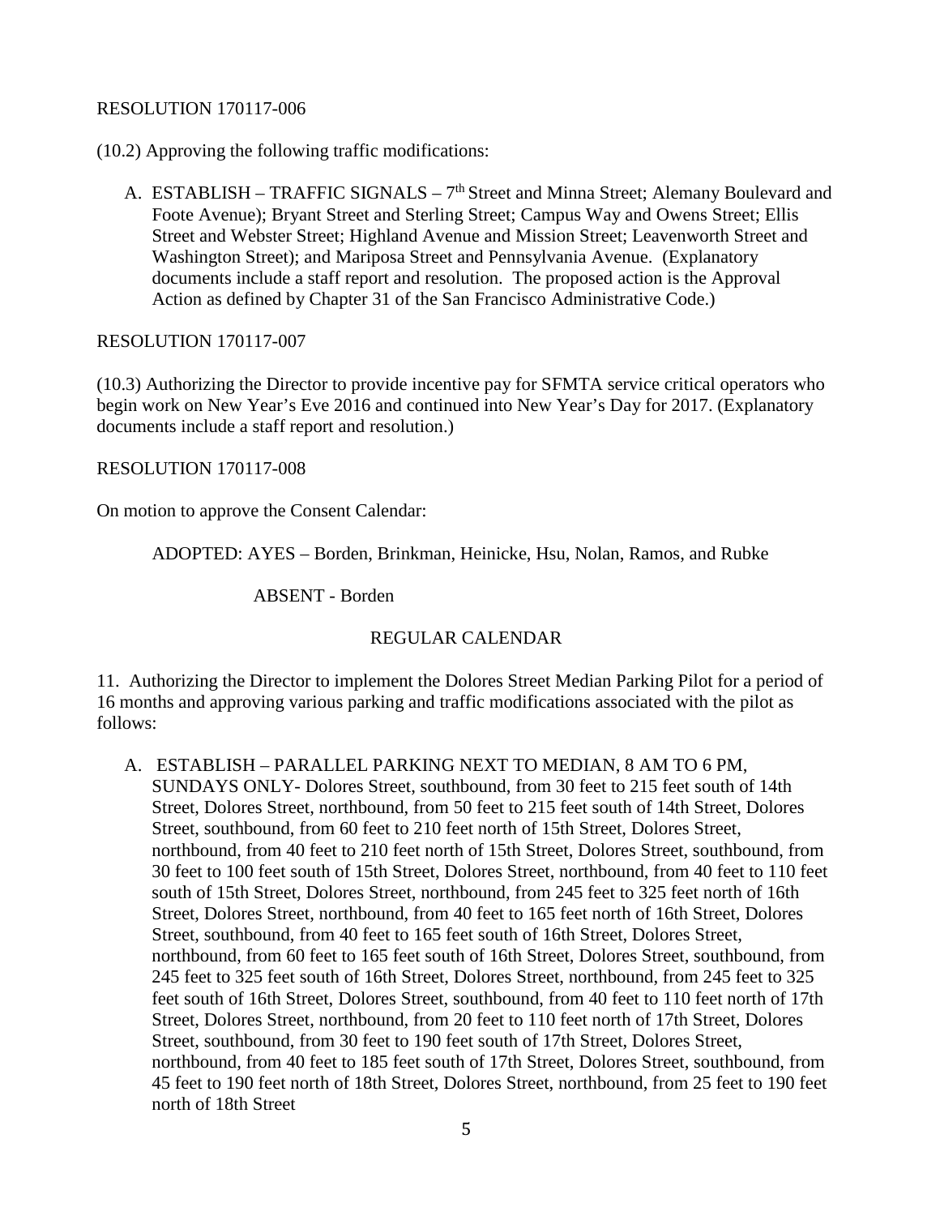RESOLUTION 170117-006

(10.2) Approving the following traffic modifications:

A. ESTABLISH – TRAFFIC SIGNALS – 7th Street and Minna Street; Alemany Boulevard and Foote Avenue); Bryant Street and Sterling Street; Campus Way and Owens Street; Ellis Street and Webster Street; Highland Avenue and Mission Street; Leavenworth Street and Washington Street); and Mariposa Street and Pennsylvania Avenue. (Explanatory documents include a staff report and resolution. The proposed action is the Approval Action as defined by Chapter 31 of the San Francisco Administrative Code.)

RESOLUTION 170117-007

(10.3) Authorizing the Director to provide incentive pay for SFMTA service critical operators who begin work on New Year's Eve 2016 and continued into New Year's Day for 2017. (Explanatory documents include a staff report and resolution.)

RESOLUTION 170117-008

On motion to approve the Consent Calendar:

ADOPTED: AYES – Borden, Brinkman, Heinicke, Hsu, Nolan, Ramos, and Rubke

ABSENT - Borden

REGULAR CALENDAR

11. Authorizing the Director to implement the Dolores Street Median Parking Pilot for a period of 16 months and approving various parking and traffic modifications associated with the pilot as follows:

A. ESTABLISH – PARALLEL PARKING NEXT TO MEDIAN, 8 AM TO 6 PM, SUNDAYS ONLY- Dolores Street, southbound, from 30 feet to 215 feet south of 14th Street, Dolores Street, northbound, from 50 feet to 215 feet south of 14th Street, Dolores Street, southbound, from 60 feet to 210 feet north of 15th Street, Dolores Street, northbound, from 40 feet to 210 feet north of 15th Street, Dolores Street, southbound, from 30 feet to 100 feet south of 15th Street, Dolores Street, northbound, from 40 feet to 110 feet south of 15th Street, Dolores Street, northbound, from 245 feet to 325 feet north of 16th Street, Dolores Street, northbound, from 40 feet to 165 feet north of 16th Street, Dolores Street, southbound, from 40 feet to 165 feet south of 16th Street, Dolores Street, northbound, from 60 feet to 165 feet south of 16th Street, Dolores Street, southbound, from 245 feet to 325 feet south of 16th Street, Dolores Street, northbound, from 245 feet to 325 feet south of 16th Street, Dolores Street, southbound, from 40 feet to 110 feet north of 17th Street, Dolores Street, northbound, from 20 feet to 110 feet north of 17th Street, Dolores Street, southbound, from 30 feet to 190 feet south of 17th Street, Dolores Street, northbound, from 40 feet to 185 feet south of 17th Street, Dolores Street, southbound, from 45 feet to 190 feet north of 18th Street, Dolores Street, northbound, from 25 feet to 190 feet north of 18th Street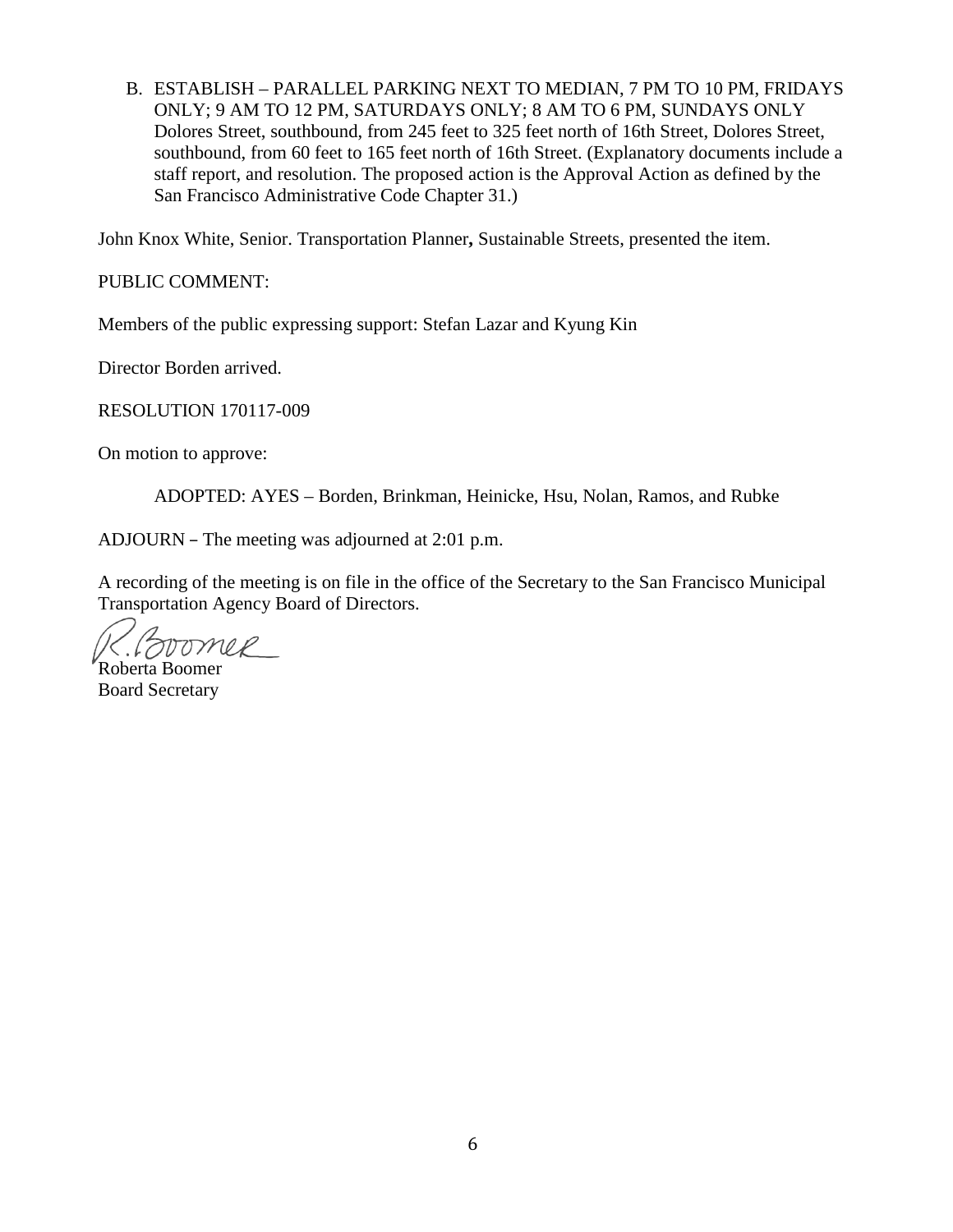B. ESTABLISH – PARALLEL PARKING NEXT TO MEDIAN, 7 PM TO 10 PM, FRIDAYS ONLY; 9 AM TO 12 PM, SATURDAYS ONLY; 8 AM TO 6 PM, SUNDAYS ONLY Dolores Street, southbound, from 245 feet to 325 feet north of 16th Street, Dolores Street, southbound, from 60 feet to 165 feet north of 16th Street. (Explanatory documents include a staff report, and resolution. The proposed action is the Approval Action as defined by the San Francisco Administrative Code Chapter 31.)

John Knox White, Senior. Transportation Planner**,** Sustainable Streets, presented the item.

PUBLIC COMMENT:

Members of the public expressing support: Stefan Lazar and Kyung Kin

Director Borden arrived.

RESOLUTION 170117-009

On motion to approve:

ADOPTED: AYES – Borden, Brinkman, Heinicke, Hsu, Nolan, Ramos, and Rubke

ADJOURN – The meeting was adjourned at 2:01 p.m.

A recording of the meeting is on file in the office of the Secretary to the San Francisco Municipal Transportation Agency Board of Directors.

R. Boomer

Roberta Boomer
Board Secretary